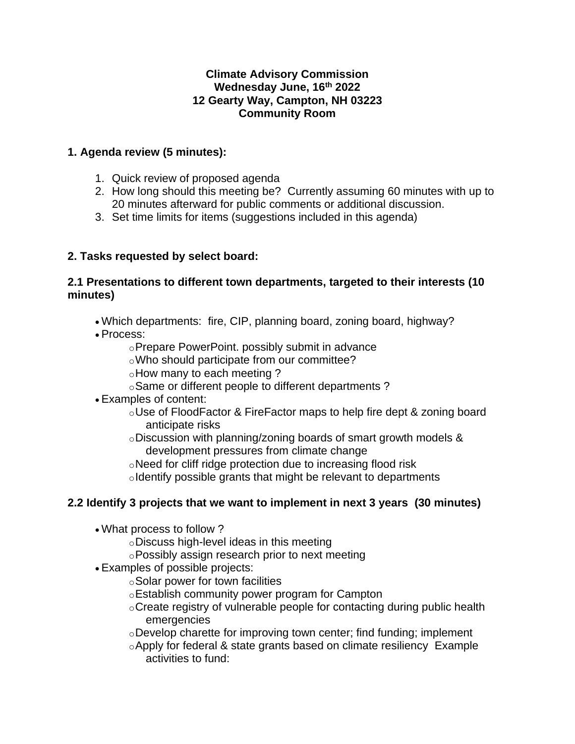**Climate Advisory Commission**
**Wednesday June, 16th 2022**
**12 Gearty Way, Campton, NH 03223**
**Community Room**

## 1. Agenda review (5 minutes):

1. Quick review of proposed agenda
2. How long should this meeting be? Currently assuming 60 minutes with up to 20 minutes afterward for public comments or additional discussion.
3. Set time limits for items (suggestions included in this agenda)

## 2. Tasks requested by select board:

### 2.1 Presentations to different town departments, targeted to their interests (10 minutes)

- Which departments: fire, CIP, planning board, zoning board, highway?
- Process:
  - Prepare PowerPoint. possibly submit in advance
  - Who should participate from our committee?
  - How many to each meeting ?
  - Same or different people to different departments ?
- Examples of content:
  - Use of FloodFactor & FireFactor maps to help fire dept & zoning board anticipate risks
  - Discussion with planning/zoning boards of smart growth models & development pressures from climate change
  - Need for cliff ridge protection due to increasing flood risk
  - Identify possible grants that might be relevant to departments

### 2.2 Identify 3 projects that we want to implement in next 3 years (30 minutes)

- What process to follow ?
  - Discuss high-level ideas in this meeting
  - Possibly assign research prior to next meeting
- Examples of possible projects:
  - Solar power for town facilities
  - Establish community power program for Campton
  - Create registry of vulnerable people for contacting during public health emergencies
  - Develop charette for improving town center; find funding; implement
  - Apply for federal & state grants based on climate resiliency Example activities to fund: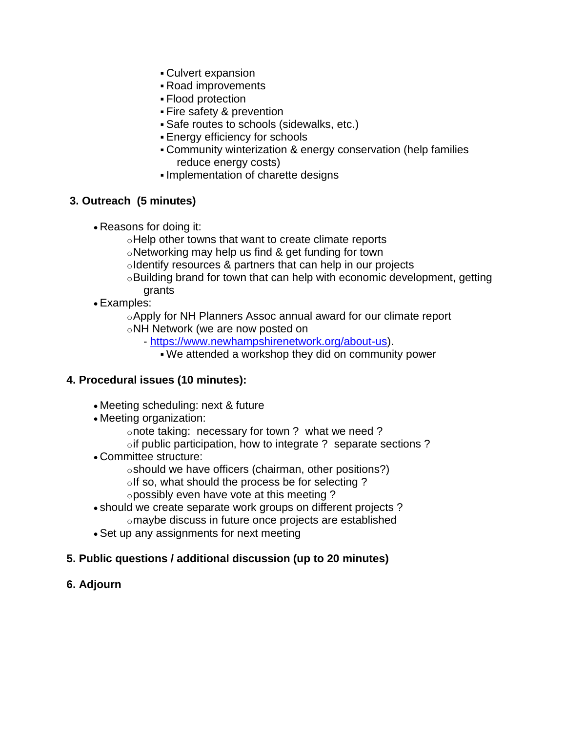- Culvert expansion
        - Road improvements
        - Flood protection
        - Fire safety & prevention
        - Safe routes to schools (sidewalks, etc.)
        - Energy efficiency for schools
        - Community winterization & energy conservation (help families reduce energy costs)
        - Implementation of charette designs

**3. Outreach (5 minutes)**

- Reasons for doing it:
    - Help other towns that want to create climate reports
    - Networking may help us find & get funding for town
    - Identify resources & partners that can help in our projects
    - Building brand for town that can help with economic development, getting grants
- Examples:
    - Apply for NH Planners Assoc annual award for our climate report
    - NH Network (we are now posted on
        - [https://www.newhampshirenetwork.org/about-us](https://www.newhampshirenetwork.org/about-us)).
            - We attended a workshop they did on community power

**4. Procedural issues (10 minutes):**

- Meeting scheduling: next & future
- Meeting organization:
    - note taking: necessary for town ? what we need ?
    - if public participation, how to integrate ? separate sections ?
- Committee structure:
    - should we have officers (chairman, other positions?)
    - If so, what should the process be for selecting ?
    - possibly even have vote at this meeting ?
- should we create separate work groups on different projects ?
    - maybe discuss in future once projects are established
- Set up any assignments for next meeting

**5. Public questions / additional discussion (up to 20 minutes)**

**6. Adjourn**